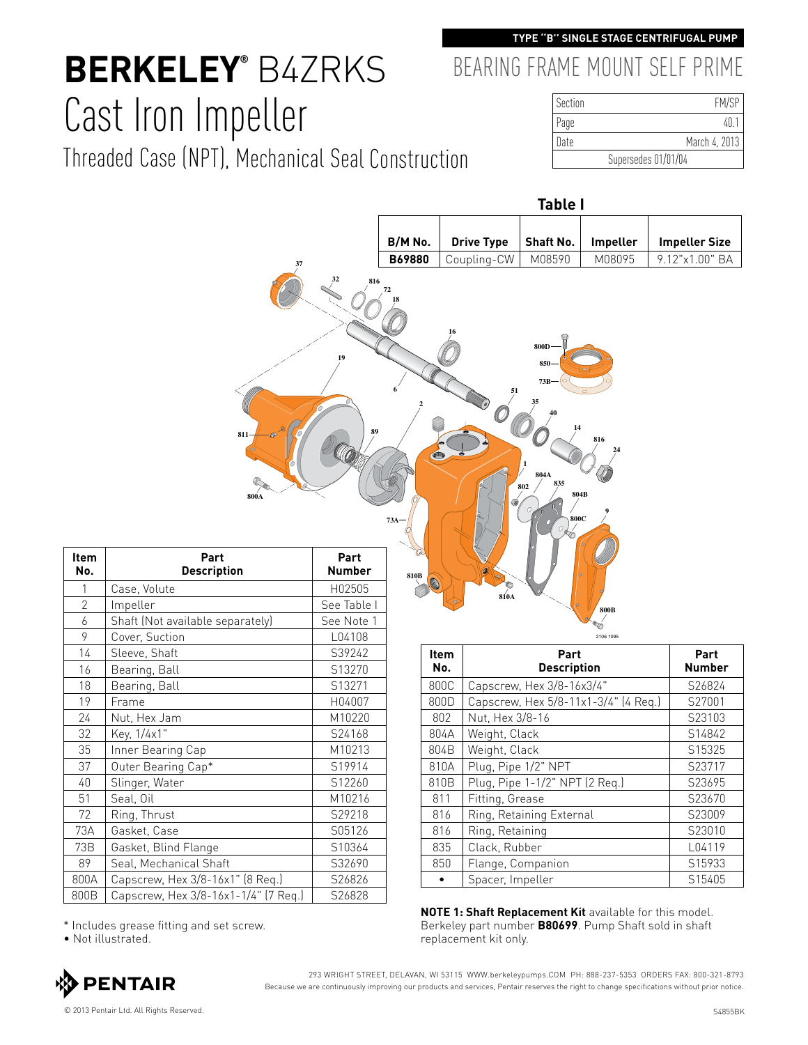TYPE "B" SINGLE STAGE CENTRIFUGAL PUMP

# BERKELEY® B4ZRKS Cast Iron Impeller

## Threaded Case (NPT), Mechanical Seal Construction

## BEARING FRAME MOUNT SELF PRIME

| Section | FM/SP |
|---|---|
| Page | 40.1 |
| Date | March 4, 2013 |
| Supersedes 01/01/04 | |

**Table I**

| B/M No. | Drive Type | Shaft No. | Impeller | Impeller Size |
|---|---|---|---|---|
| **B69880** | Coupling-CW | M08590 | M08095 | 9.12"x1.00" BA |

| Item No. | Part Description | Part Number |
|---|---|---|
| 1 | Case, Volute | H02505 |
| 2 | Impeller | See Table I |
| 6 | Shaft (Not available separately) | See Note 1 |
| 9 | Cover, Suction | L04108 |
| 14 | Sleeve, Shaft | S39242 |
| 16 | Bearing, Ball | S13270 |
| 18 | Bearing, Ball | S13271 |
| 19 | Frame | H04007 |
| 24 | Nut, Hex Jam | M10220 |
| 32 | Key, 1/4x1" | S24168 |
| 35 | Inner Bearing Cap | M10213 |
| 37 | Outer Bearing Cap* | S19914 |
| 40 | Slinger, Water | S12260 |
| 51 | Seal, Oil | M10216 |
| 72 | Ring, Thrust | S29218 |
| 73A | Gasket, Case | S05126 |
| 73B | Gasket, Blind Flange | S10364 |
| 89 | Seal, Mechanical Shaft | S32690 |
| 800A | Capscrew, Hex 3/8-16x1" (8 Req.) | S26826 |
| 800B | Capscrew, Hex 3/8-16x1-1/4" (7 Req.) | S26828 |
| 800C | Capscrew, Hex 3/8-16x3/4" | S26824 |
| 800D | Capscrew, Hex 5/8-11x1-3/4" (4 Req.) | S27001 |
| 802 | Nut, Hex 3/8-16 | S23103 |
| 804A | Weight, Clack | S14842 |
| 804B | Weight, Clack | S15325 |
| 810A | Plug, Pipe 1/2" NPT | S23717 |
| 810B | Plug, Pipe 1-1/2" NPT (2 Req.) | S23695 |
| 811 | Fitting, Grease | S23670 |
| 816 | Ring, Retaining External | S23009 |
| 816 | Ring, Retaining | S23010 |
| 835 | Clack, Rubber | L04119 |
| 850 | Flange, Companion | S15933 |
| • | Spacer, Impeller | S15405 |

\* Includes grease fitting and set screw.
• Not illustrated.

**NOTE 1: Shaft Replacement Kit** available for this model. Berkeley part number **B80699**. Pump Shaft sold in shaft replacement kit only.

PENTAIR

293 WRIGHT STREET, DELAVAN, WI 53115 WWW.berkeleypumps.COM PH: 888-237-5353 ORDERS FAX: 800-321-8793
Because we are continuously improving our products and services, Pentair reserves the right to change specifications without prior notice.

© 2013 Pentair Ltd. All Rights Reserved.

S4855BK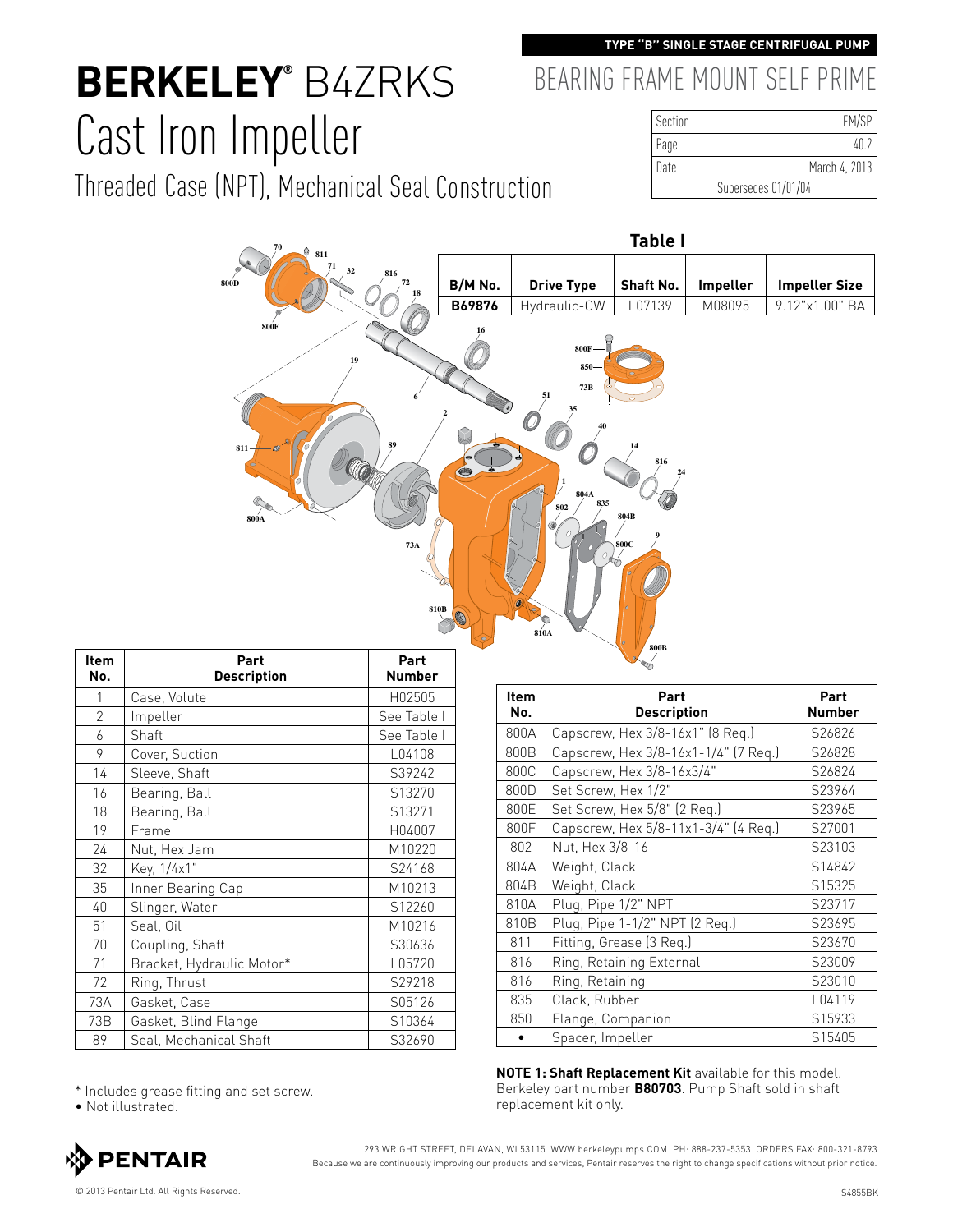TYPE "B" SINGLE STAGE CENTRIFUGAL PUMP

# BERKELEY® B4ZRKS Cast Iron Impeller

## Threaded Case (NPT), Mechanical Seal Construction

## BEARING FRAME MOUNT SELF PRIME

| Section | FM/SP |
|---|---|
| Page | 40.2 |
| Date | March 4, 2013 |
| Supersedes 01/01/04 | |

**Table I**

| B/M No. | Drive Type | Shaft No. | Impeller | Impeller Size |
|---|---|---|---|---|
| **B69876** | Hydraulic-CW | L07139 | M08095 | 9.12"x1.00" BA |

| Item No. | Part Description | Part Number |
|---|---|---|
| 1 | Case, Volute | H02505 |
| 2 | Impeller | See Table I |
| 6 | Shaft | See Table I |
| 9 | Cover, Suction | L04108 |
| 14 | Sleeve, Shaft | S39242 |
| 16 | Bearing, Ball | S13270 |
| 18 | Bearing, Ball | S13271 |
| 19 | Frame | H04007 |
| 24 | Nut, Hex Jam | M10220 |
| 32 | Key, 1/4x1" | S24168 |
| 35 | Inner Bearing Cap | M10213 |
| 40 | Slinger, Water | S12260 |
| 51 | Seal, Oil | M10216 |
| 70 | Coupling, Shaft | S30636 |
| 71 | Bracket, Hydraulic Motor* | L05720 |
| 72 | Ring, Thrust | S29218 |
| 73A | Gasket, Case | S05126 |
| 73B | Gasket, Blind Flange | S10364 |
| 89 | Seal, Mechanical Shaft | S32690 |

| Item No. | Part Description | Part Number |
|---|---|---|
| 800A | Capscrew, Hex 3/8-16x1" (8 Req.) | S26826 |
| 800B | Capscrew, Hex 3/8-16x1-1/4" (7 Req.) | S26828 |
| 800C | Capscrew, Hex 3/8-16x3/4" | S26824 |
| 800D | Set Screw, Hex 1/2" | S23964 |
| 800E | Set Screw, Hex 5/8" (2 Req.) | S23965 |
| 800F | Capscrew, Hex 5/8-11x1-3/4" (4 Req.) | S27001 |
| 802 | Nut, Hex 3/8-16 | S23103 |
| 804A | Weight, Clack | S14842 |
| 804B | Weight, Clack | S15325 |
| 810A | Plug, Pipe 1/2" NPT | S23717 |
| 810B | Plug, Pipe 1-1/2" NPT (2 Req.) | S23695 |
| 811 | Fitting, Grease (3 Req.) | S23670 |
| 816 | Ring, Retaining External | S23009 |
| 816 | Ring, Retaining | S23010 |
| 835 | Clack, Rubber | L04119 |
| 850 | Flange, Companion | S15933 |
| • | Spacer, Impeller | S15405 |

\* Includes grease fitting and set screw.
• Not illustrated.

**NOTE 1: Shaft Replacement Kit** available for this model. Berkeley part number **B80703**. Pump Shaft sold in shaft replacement kit only.

PENTAIR

293 WRIGHT STREET, DELAVAN, WI 53115 WWW.berkeleypumps.COM PH: 888-237-5353 ORDERS FAX: 800-321-8793
Because we are continuously improving our products and services, Pentair reserves the right to change specifications without prior notice.

© 2013 Pentair Ltd. All Rights Reserved.

S4855BK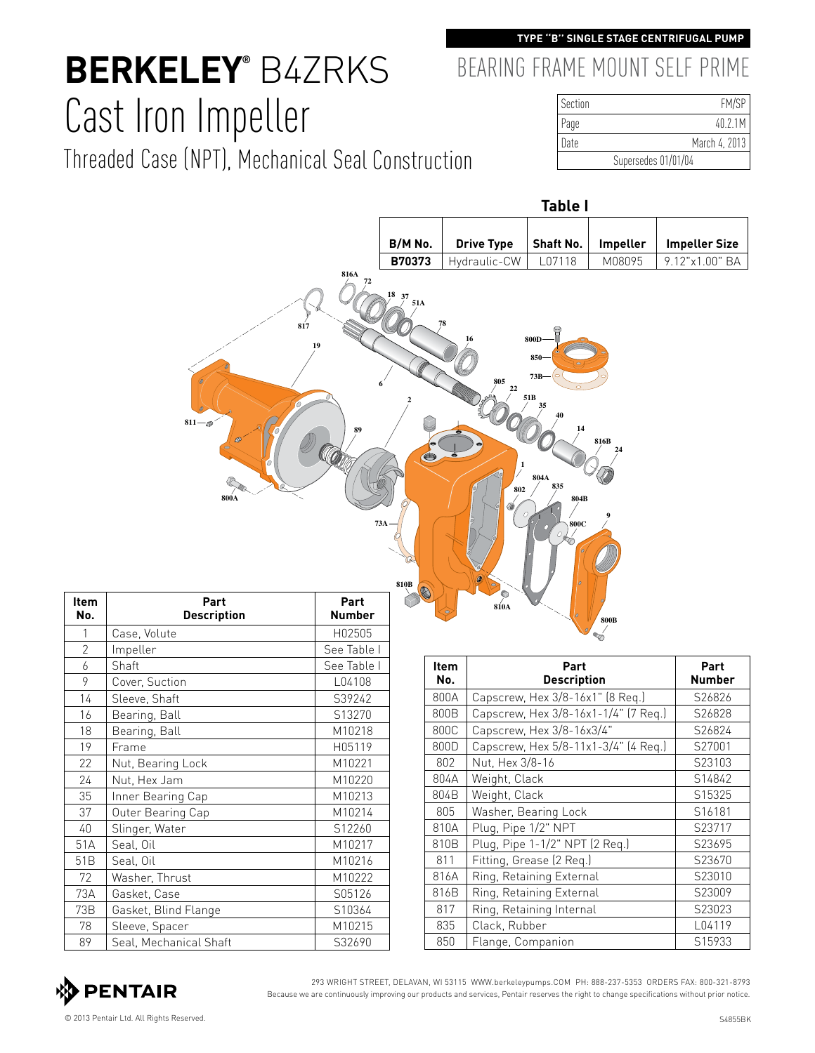TYPE "B" SINGLE STAGE CENTRIFUGAL PUMP

# BERKELEY® B4ZRKS Cast Iron Impeller

## Threaded Case (NPT), Mechanical Seal Construction

## BEARING FRAME MOUNT SELF PRIME

| | |
|---|---|
| Section | FM/SP |
| Page | 40.2.1M |
| Date | March 4, 2013 |
| Supersedes 01/01/04 | |

**Table I**

| B/M No. | Drive Type | Shaft No. | Impeller | Impeller Size |
|---|---|---|---|---|
| **B70373** | Hydraulic-CW | L07118 | M08095 | 9.12"x1.00" BA |

| Item No. | Part Description | Part Number |
|---|---|---|
| 1 | Case, Volute | H02505 |
| 2 | Impeller | See Table I |
| 6 | Shaft | See Table I |
| 9 | Cover, Suction | L04108 |
| 14 | Sleeve, Shaft | S39242 |
| 16 | Bearing, Ball | S13270 |
| 18 | Bearing, Ball | M10218 |
| 19 | Frame | H05119 |
| 22 | Nut, Bearing Lock | M10221 |
| 24 | Nut, Hex Jam | M10220 |
| 35 | Inner Bearing Cap | M10213 |
| 37 | Outer Bearing Cap | M10214 |
| 40 | Slinger, Water | S12260 |
| 51A | Seal, Oil | M10217 |
| 51B | Seal, Oil | M10216 |
| 72 | Washer, Thrust | M10222 |
| 73A | Gasket, Case | S05126 |
| 73B | Gasket, Blind Flange | S10364 |
| 78 | Sleeve, Spacer | M10215 |
| 89 | Seal, Mechanical Shaft | S32690 |

| Item No. | Part Description | Part Number |
|---|---|---|
| 800A | Capscrew, Hex 3/8-16x1" (8 Req.) | S26826 |
| 800B | Capscrew, Hex 3/8-16x1-1/4" (7 Req.) | S26828 |
| 800C | Capscrew, Hex 3/8-16x3/4" | S26824 |
| 800D | Capscrew, Hex 5/8-11x1-3/4" (4 Req.) | S27001 |
| 802 | Nut, Hex 3/8-16 | S23103 |
| 804A | Weight, Clack | S14842 |
| 804B | Weight, Clack | S15325 |
| 805 | Washer, Bearing Lock | S16181 |
| 810A | Plug, Pipe 1/2" NPT | S23717 |
| 810B | Plug, Pipe 1-1/2" NPT (2 Req.) | S23695 |
| 811 | Fitting, Grease (2 Req.) | S23670 |
| 816A | Ring, Retaining External | S23010 |
| 816B | Ring, Retaining External | S23009 |
| 817 | Ring, Retaining Internal | S23023 |
| 835 | Clack, Rubber | L04119 |
| 850 | Flange, Companion | S15933 |

PENTAIR

293 WRIGHT STREET, DELAVAN, WI 53115 WWW.berkeleypumps.COM PH: 888-237-5353 ORDERS FAX: 800-321-8793
Because we are continuously improving our products and services, Pentair reserves the right to change specifications without prior notice.

© 2013 Pentair Ltd. All Rights Reserved.

S4855BK